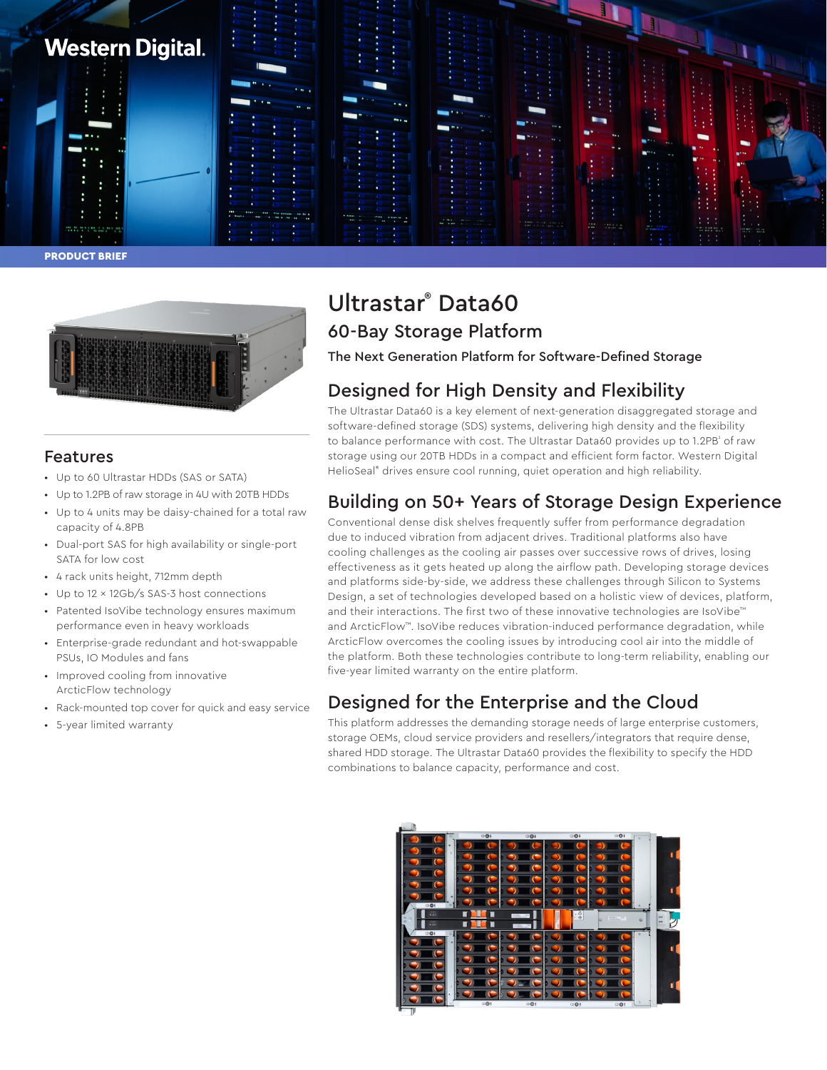Western Digital.

PRODUCT BRIEF

# Ultrastar® Data60

## 60-Bay Storage Platform

### The Next Generation Platform for Software-Defined Storage

## Designed for High Density and Flexibility

The Ultrastar Data60 is a key element of next-generation disaggregated storage and software-defined storage (SDS) systems, delivering high density and the flexibility to balance performance with cost. The Ultrastar Data60 provides up to 1.2PB[1] of raw storage using our 20TB HDDs in a compact and efficient form factor. Western Digital HelioSeal® drives ensure cool running, quiet operation and high reliability.

## Building on 50+ Years of Storage Design Experience

Conventional dense disk shelves frequently suffer from performance degradation due to induced vibration from adjacent drives. Traditional platforms also have cooling challenges as the cooling air passes over successive rows of drives, losing effectiveness as it gets heated up along the airflow path. Developing storage devices and platforms side-by-side, we address these challenges through Silicon to Systems Design, a set of technologies developed based on a holistic view of devices, platform, and their interactions. The first two of these innovative technologies are IsoVibe™ and ArcticFlow™. IsoVibe reduces vibration-induced performance degradation, while ArcticFlow overcomes the cooling issues by introducing cool air into the middle of the platform. Both these technologies contribute to long-term reliability, enabling our five-year limited warranty on the entire platform.

## Designed for the Enterprise and the Cloud

This platform addresses the demanding storage needs of large enterprise customers, storage OEMs, cloud service providers and resellers/integrators that require dense, shared HDD storage. The Ultrastar Data60 provides the flexibility to specify the HDD combinations to balance capacity, performance and cost.

## Features

- Up to 60 Ultrastar HDDs (SAS or SATA)
- Up to 1.2PB of raw storage in 4U with 20TB HDDs
- Up to 4 units may be daisy-chained for a total raw capacity of 4.8PB
- Dual-port SAS for high availability or single-port SATA for low cost
- 4 rack units height, 712mm depth
- Up to 12 × 12Gb/s SAS-3 host connections
- Patented IsoVibe technology ensures maximum performance even in heavy workloads
- Enterprise-grade redundant and hot-swappable PSUs, IO Modules and fans
- Improved cooling from innovative ArcticFlow technology
- Rack-mounted top cover for quick and easy service
- 5-year limited warranty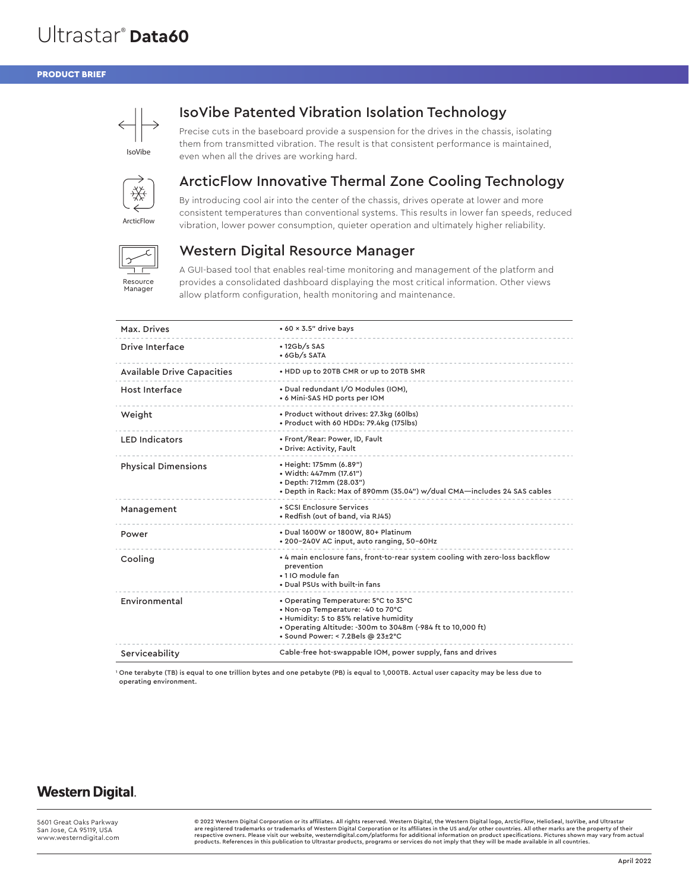## IsoVibe Patented Vibration Isolation Technology

Precise cuts in the baseboard provide a suspension for the drives in the chassis, isolating them from transmitted vibration. The result is that consistent performance is maintained, even when all the drives are working hard.

## ArcticFlow Innovative Thermal Zone Cooling Technology

By introducing cool air into the center of the chassis, drives operate at lower and more consistent temperatures than conventional systems. This results in lower fan speeds, reduced vibration, lower power consumption, quieter operation and ultimately higher reliability.

## Western Digital Resource Manager

A GUI-based tool that enables real-time monitoring and management of the platform and provides a consolidated dashboard displaying the most critical information. Other views allow platform configuration, health monitoring and maintenance.

| | |
|---|---|
| Max. Drives | • 60 × 3.5" drive bays |
| Drive Interface | • 12Gb/s SAS<br>• 6Gb/s SATA |
| Available Drive Capacities | • HDD up to 20TB CMR or up to 20TB SMR |
| Host Interface | • Dual redundant I/O Modules (IOM),<br>• 6 Mini-SAS HD ports per IOM |
| Weight | • Product without drives: 27.3kg (60lbs)<br>• Product with 60 HDDs: 79.4kg (175lbs) |
| LED Indicators | • Front/Rear: Power, ID, Fault<br>• Drive: Activity, Fault |
| Physical Dimensions | • Height: 175mm (6.89")<br>• Width: 447mm (17.61")<br>• Depth: 712mm (28.03")<br>• Depth in Rack: Max of 890mm (35.04") w/dual CMA—includes 24 SAS cables |
| Management | • SCSI Enclosure Services<br>• Redfish (out of band, via RJ45) |
| Power | • Dual 1600W or 1800W, 80+ Platinum<br>• 200–240V AC input, auto ranging, 50–60Hz |
| Cooling | • 4 main enclosure fans, front-to-rear system cooling with zero-loss backflow prevention<br>• 1 IO module fan<br>• Dual PSUs with built-in fans |
| Environmental | • Operating Temperature: 5°C to 35°C<br>• Non-op Temperature: -40 to 70°C<br>• Humidity: 5 to 85% relative humidity<br>• Operating Altitude: -300m to 3048m (-984 ft to 10,000 ft)<br>• Sound Power: < 7.2Bels @ 23±2°C |
| Serviceability | Cable-free hot-swappable IOM, power supply, fans and drives |

[1] One terabyte (TB) is equal to one trillion bytes and one petabyte (PB) is equal to 1,000TB. Actual user capacity may be less due to operating environment.

**Western Digital.**

5601 Great Oaks Parkway
San Jose, CA 95119, USA
www.westerndigital.com

© 2022 Western Digital Corporation or its affiliates. All rights reserved. Western Digital, the Western Digital logo, ArcticFlow, HelioSeal, IsoVibe, and Ultrastar are registered trademarks or trademarks of Western Digital Corporation or its affiliates in the US and/or other countries. All other marks are the property of their respective owners. Please visit our website, westerndigital.com/platforms for additional information on product specifications. Pictures shown may vary from actual products. References in this publication to Ultrastar products, programs or services do not imply that they will be made available in all countries.

April 2022